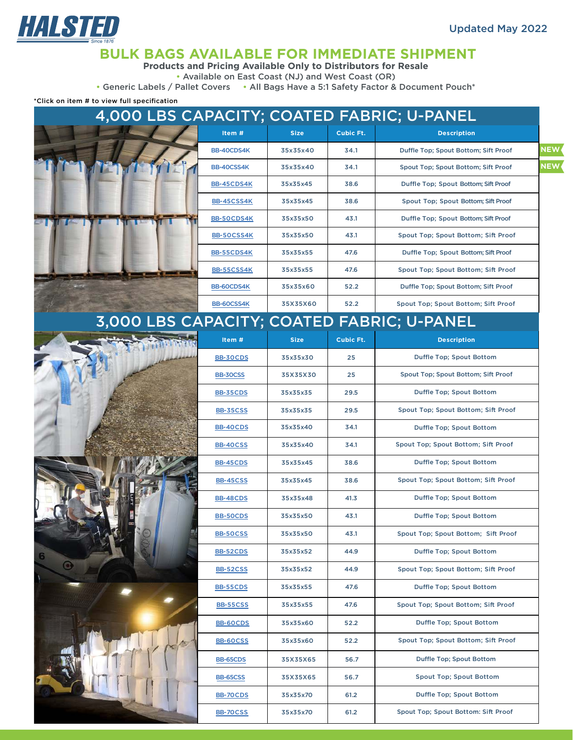# HALSTED

Updated May 2022

## BULK BAGS AVAILABLE FOR IMMEDIATE SHIPMENT

**Products and Pricing Available Only to Distributors for Resale**

- Available on East Coast (NJ) and West Coast (OR)
- Generic Labels / Pallet Covers
- All Bags Have a 5:1 Safety Factor & Document Pouch*

*Click on item # to view full specification

## 4,000 LBS CAPACITY; COATED FABRIC; U-PANEL

| Item # | Size | Cubic Ft. | Description | |
|---|---|---|---|---|
| BB-40CDS4K | 35x35x40 | 34.1 | Duffle Top; Spout Bottom; Sift Proof | NEW |
| BB-40CSS4K | 35x35x40 | 34.1 | Spout Top; Spout Bottom; Sift Proof | NEW |
| BB-45CDS4K | 35x35x45 | 38.6 | Duffle Top; Spout Bottom; Sift Proof | |
| BB-45CSS4K | 35x35x45 | 38.6 | Spout Top; Spout Bottom; Sift Proof | |
| BB-50CDS4K | 35x35x50 | 43.1 | Duffle Top; Spout Bottom; Sift Proof | |
| BB-50CSS4K | 35x35x50 | 43.1 | Spout Top; Spout Bottom; Sift Proof | |
| BB-55CDS4K | 35x35x55 | 47.6 | Duffle Top; Spout Bottom; Sift Proof | |
| BB-55CSS4K | 35x35x55 | 47.6 | Spout Top; Spout Bottom; Sift Proof | |
| BB-60CDS4K | 35x35x60 | 52.2 | Duffle Top; Spout Bottom; Sift Proof | |
| BB-60CSS4K | 35X35X60 | 52.2 | Spout Top; Spout Bottom; Sift Proof | |

## 3,000 LBS CAPACITY; COATED FABRIC; U-PANEL

| Item # | Size | Cubic Ft. | Description |
|---|---|---|---|
| BB-30CDS | 35x35x30 | 25 | Duffle Top; Spout Bottom |
| BB-30CSS | 35X35X30 | 25 | Spout Top; Spout Bottom; Sift Proof |
| BB-35CDS | 35x35x35 | 29.5 | Duffle Top; Spout Bottom |
| BB-35CSS | 35x35x35 | 29.5 | Spout Top; Spout Bottom; Sift Proof |
| BB-40CDS | 35x35x40 | 34.1 | Duffle Top; Spout Bottom |
| BB-40CSS | 35x35x40 | 34.1 | Spout Top; Spout Bottom; Sift Proof |
| BB-45CDS | 35x35x45 | 38.6 | Duffle Top; Spout Bottom |
| BB-45CSS | 35x35x45 | 38.6 | Spout Top; Spout Bottom; Sift Proof |
| BB-48CDS | 35x35x48 | 41.3 | Duffle Top; Spout Bottom |
| BB-50CDS | 35x35x50 | 43.1 | Duffle Top; Spout Bottom |
| BB-50CSS | 35x35x50 | 43.1 | Spout Top; Spout Bottom; Sift Proof |
| BB-52CDS | 35x35x52 | 44.9 | Duffle Top; Spout Bottom |
| BB-52CSS | 35x35x52 | 44.9 | Spout Top; Spout Bottom; Sift Proof |
| BB-55CDS | 35x35x55 | 47.6 | Duffle Top; Spout Bottom |
| BB-55CSS | 35x35x55 | 47.6 | Spout Top; Spout Bottom; Sift Proof |
| BB-60CDS | 35x35x60 | 52.2 | Duffle Top; Spout Bottom |
| BB-60CSS | 35x35x60 | 52.2 | Spout Top; Spout Bottom; Sift Proof |
| BB-65CDS | 35X35X65 | 56.7 | Duffle Top; Spout Bottom |
| BB-65CSS | 35X35X65 | 56.7 | Spout Top; Spout Bottom |
| BB-70CDS | 35x35x70 | 61.2 | Duffle Top; Spout Bottom |
| BB-70CSS | 35x35x70 | 61.2 | Spout Top; Spout Bottom: Sift Proof |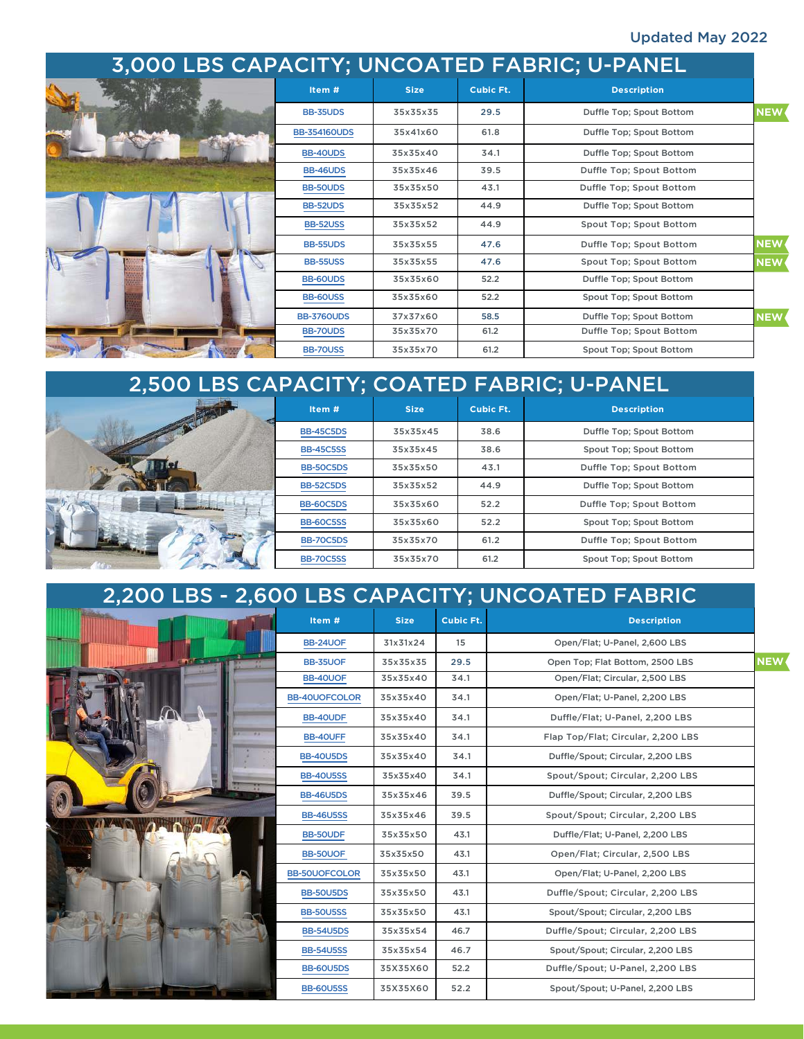Updated May 2022

## 3,000 LBS CAPACITY; UNCOATED FABRIC; U-PANEL

| Item # | Size | Cubic Ft. | Description | |
|---|---|---|---|---|
| BB-35UDS | 35x35x35 | 29.5 | Duffle Top; Spout Bottom | NEW |
| BB-354160UDS | 35x41x60 | 61.8 | Duffle Top; Spout Bottom | |
| BB-40UDS | 35x35x40 | 34.1 | Duffle Top; Spout Bottom | |
| BB-46UDS | 35x35x46 | 39.5 | Duffle Top; Spout Bottom | |
| BB-50UDS | 35x35x50 | 43.1 | Duffle Top; Spout Bottom | |
| BB-52UDS | 35x35x52 | 44.9 | Duffle Top; Spout Bottom | |
| BB-52USS | 35x35x52 | 44.9 | Spout Top; Spout Bottom | |
| BB-55UDS | 35x35x55 | 47.6 | Duffle Top; Spout Bottom | NEW |
| BB-55USS | 35x35x55 | 47.6 | Spout Top; Spout Bottom | NEW |
| BB-60UDS | 35x35x60 | 52.2 | Duffle Top; Spout Bottom | |
| BB-60USS | 35x35x60 | 52.2 | Spout Top; Spout Bottom | |
| BB-3760UDS | 37x37x60 | 58.5 | Duffle Top; Spout Bottom | NEW |
| BB-70UDS | 35x35x70 | 61.2 | Duffle Top; Spout Bottom | |
| BB-70USS | 35x35x70 | 61.2 | Spout Top; Spout Bottom | |

## 2,500 LBS CAPACITY; COATED FABRIC; U-PANEL

| Item # | Size | Cubic Ft. | Description |
|---|---|---|---|
| BB-45C5DS | 35x35x45 | 38.6 | Duffle Top; Spout Bottom |
| BB-45C5SS | 35x35x45 | 38.6 | Spout Top; Spout Bottom |
| BB-50C5DS | 35x35x50 | 43.1 | Duffle Top; Spout Bottom |
| BB-52C5DS | 35x35x52 | 44.9 | Duffle Top; Spout Bottom |
| BB-60C5DS | 35x35x60 | 52.2 | Duffle Top; Spout Bottom |
| BB-60C5SS | 35x35x60 | 52.2 | Spout Top; Spout Bottom |
| BB-70C5DS | 35x35x70 | 61.2 | Duffle Top; Spout Bottom |
| BB-70C5SS | 35x35x70 | 61.2 | Spout Top; Spout Bottom |

## 2,200 LBS - 2,600 LBS CAPACITY; UNCOATED FABRIC

| Item # | Size | Cubic Ft. | Description | |
|---|---|---|---|---|
| BB-24UOF | 31x31x24 | 15 | Open/Flat; U-Panel, 2,600 LBS | |
| BB-35UOF | 35x35x35 | 29.5 | Open Top; Flat Bottom, 2500 LBS | NEW |
| BB-40UOF | 35x35x40 | 34.1 | Open/Flat; Circular, 2,500 LBS | |
| BB-40UOFCOLOR | 35x35x40 | 34.1 | Open/Flat; U-Panel, 2,200 LBS | |
| BB-40UDF | 35x35x40 | 34.1 | Duffle/Flat; U-Panel, 2,200 LBS | |
| BB-40UFF | 35x35x40 | 34.1 | Flap Top/Flat; Circular, 2,200 LBS | |
| BB-40U5DS | 35x35x40 | 34.1 | Duffle/Spout; Circular, 2,200 LBS | |
| BB-40U5SS | 35x35x40 | 34.1 | Spout/Spout; Circular, 2,200 LBS | |
| BB-46U5DS | 35x35x46 | 39.5 | Duffle/Spout; Circular, 2,200 LBS | |
| BB-46U5SS | 35x35x46 | 39.5 | Spout/Spout; Circular, 2,200 LBS | |
| BB-50UDF | 35x35x50 | 43.1 | Duffle/Flat; U-Panel, 2,200 LBS | |
| BB-50UOF | 35x35x50 | 43.1 | Open/Flat; Circular, 2,500 LBS | |
| BB-50UOFCOLOR | 35x35x50 | 43.1 | Open/Flat; U-Panel, 2,200 LBS | |
| BB-50U5DS | 35x35x50 | 43.1 | Duffle/Spout; Circular, 2,200 LBS | |
| BB-50U5SS | 35x35x50 | 43.1 | Spout/Spout; Circular, 2,200 LBS | |
| BB-54U5DS | 35x35x54 | 46.7 | Duffle/Spout; Circular, 2,200 LBS | |
| BB-54U5SS | 35x35x54 | 46.7 | Spout/Spout; Circular, 2,200 LBS | |
| BB-60U5DS | 35X35X60 | 52.2 | Duffle/Spout; U-Panel, 2,200 LBS | |
| BB-60U5SS | 35X35X60 | 52.2 | Spout/Spout; U-Panel, 2,200 LBS | |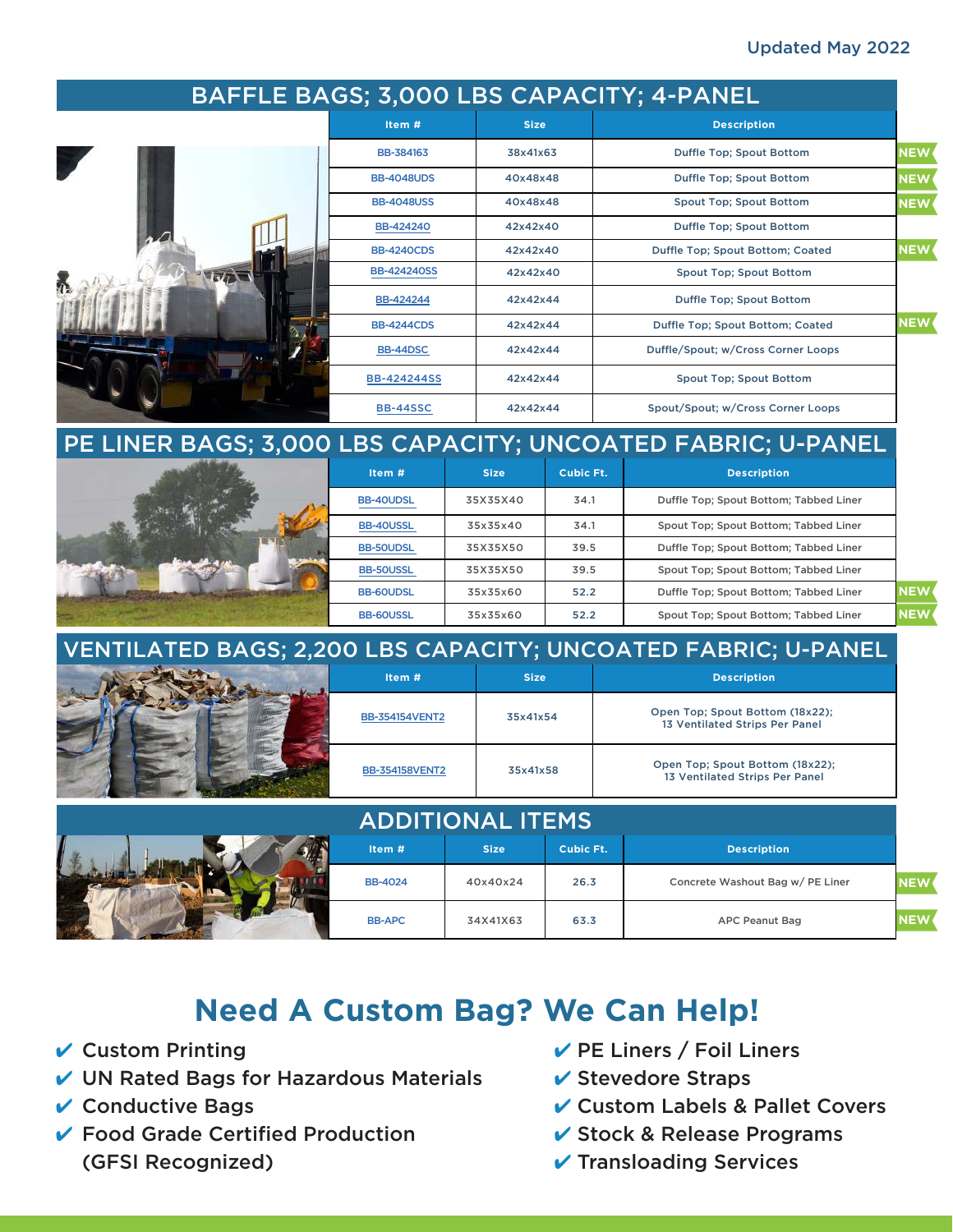Updated May 2022

## BAFFLE BAGS; 3,000 LBS CAPACITY; 4-PANEL

| Item # | Size | Description | |
|---|---|---|---|
| BB-384163 | 38x41x63 | Duffle Top; Spout Bottom | NEW |
| BB-4048UDS | 40x48x48 | Duffle Top; Spout Bottom | NEW |
| BB-4048USS | 40x48x48 | Spout Top; Spout Bottom | NEW |
| BB-424240 | 42x42x40 | Duffle Top; Spout Bottom | |
| BB-4240CDS | 42x42x40 | Duffle Top; Spout Bottom; Coated | NEW |
| BB-424240SS | 42x42x40 | Spout Top; Spout Bottom | |
| BB-424244 | 42x42x44 | Duffle Top; Spout Bottom | |
| BB-4244CDS | 42x42x44 | Duffle Top; Spout Bottom; Coated | NEW |
| BB-44DSC | 42x42x44 | Duffle/Spout; w/Cross Corner Loops | |
| BB-424244SS | 42x42x44 | Spout Top; Spout Bottom | |
| BB-44SSC | 42x42x44 | Spout/Spout; w/Cross Corner Loops | |

## PE LINER BAGS; 3,000 LBS CAPACITY; UNCOATED FABRIC; U-PANEL

| Item # | Size | Cubic Ft. | Description | |
|---|---|---|---|---|
| BB-40UDSL | 35X35X40 | 34.1 | Duffle Top; Spout Bottom; Tabbed Liner | |
| BB-40USSL | 35x35x40 | 34.1 | Spout Top; Spout Bottom; Tabbed Liner | |
| BB-50UDSL | 35X35X50 | 39.5 | Duffle Top; Spout Bottom; Tabbed Liner | |
| BB-50USSL | 35X35X50 | 39.5 | Spout Top; Spout Bottom; Tabbed Liner | |
| BB-60UDSL | 35x35x60 | 52.2 | Duffle Top; Spout Bottom; Tabbed Liner | NEW |
| BB-60USSL | 35x35x60 | 52.2 | Spout Top; Spout Bottom; Tabbed Liner | NEW |

## VENTILATED BAGS; 2,200 LBS CAPACITY; UNCOATED FABRIC; U-PANEL

| Item # | Size | Description |
|---|---|---|
| BB-354154VENT2 | 35x41x54 | Open Top; Spout Bottom (18x22); 13 Ventilated Strips Per Panel |
| BB-354158VENT2 | 35x41x58 | Open Top; Spout Bottom (18x22); 13 Ventilated Strips Per Panel |

## ADDITIONAL ITEMS

| Item # | Size | Cubic Ft. | Description | |
|---|---|---|---|---|
| BB-4024 | 40x40x24 | 26.3 | Concrete Washout Bag w/ PE Liner | NEW |
| BB-APC | 34X41X63 | 63.3 | APC Peanut Bag | NEW |

# Need A Custom Bag? We Can Help!

- ✔ Custom Printing
- ✔ UN Rated Bags for Hazardous Materials
- ✔ Conductive Bags
- ✔ Food Grade Certified Production (GFSI Recognized)
- ✔ PE Liners / Foil Liners
- ✔ Stevedore Straps
- ✔ Custom Labels & Pallet Covers
- ✔ Stock & Release Programs
- ✔ Transloading Services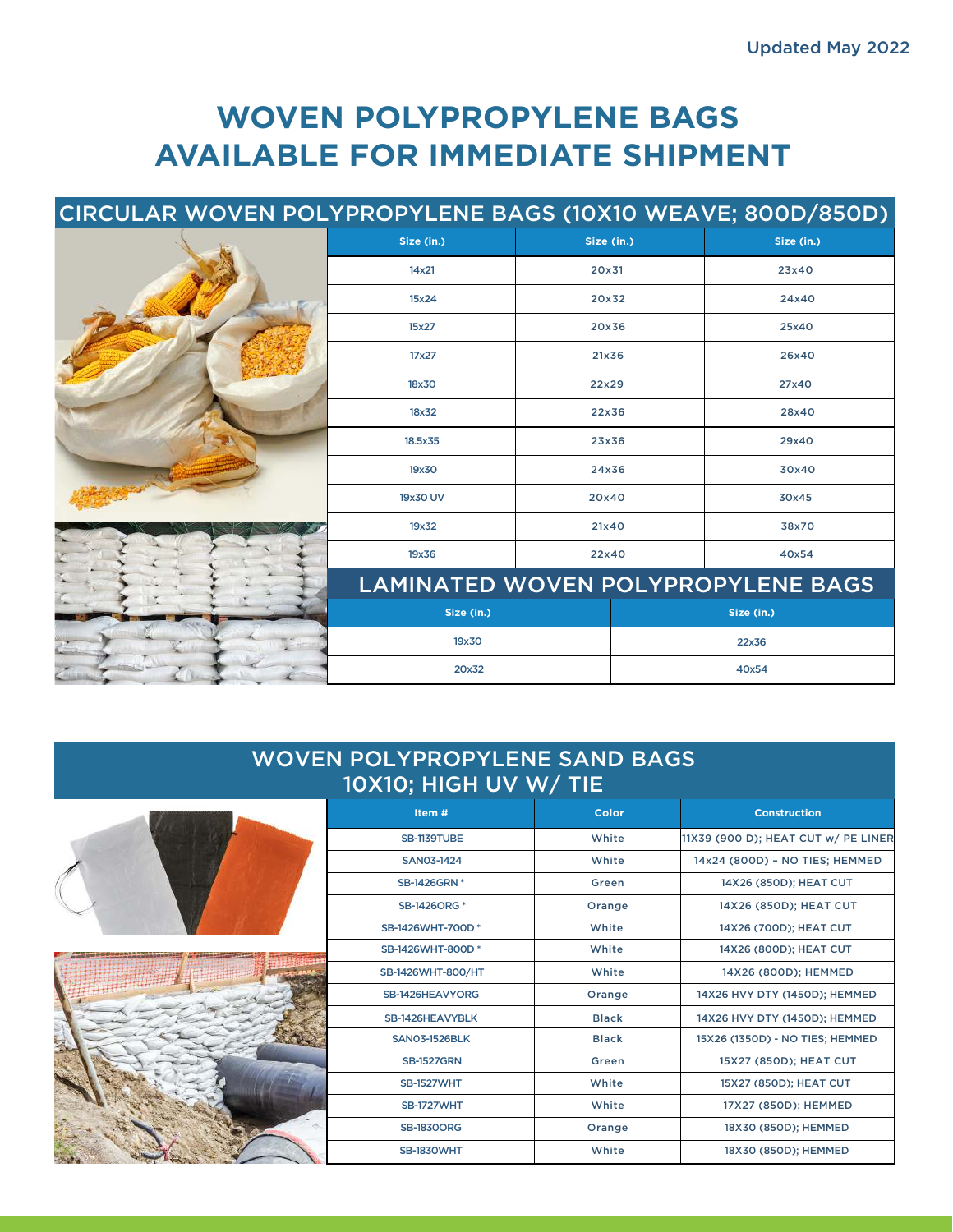Updated May 2022

# WOVEN POLYPROPYLENE BAGS AVAILABLE FOR IMMEDIATE SHIPMENT

## CIRCULAR WOVEN POLYPROPYLENE BAGS (10X10 WEAVE; 800D/850D)

| Size (in.) | Size (in.) | Size (in.) |
|---|---|---|
| 14x21 | 20x31 | 23x40 |
| 15x24 | 20x32 | 24x40 |
| 15x27 | 20x36 | 25x40 |
| 17x27 | 21x36 | 26x40 |
| 18x30 | 22x29 | 27x40 |
| 18x32 | 22x36 | 28x40 |
| 18.5x35 | 23x36 | 29x40 |
| 19x30 | 24x36 | 30x40 |
| 19x30 UV | 20x40 | 30x45 |
| 19x32 | 21x40 | 38x70 |
| 19x36 | 22x40 | 40x54 |

## LAMINATED WOVEN POLYPROPYLENE BAGS

| Size (in.) | Size (in.) |
|---|---|
| 19x30 | 22x36 |
| 20x32 | 40x54 |

## WOVEN POLYPROPYLENE SAND BAGS 10X10; HIGH UV W/ TIE

| Item # | Color | Construction |
|---|---|---|
| SB-1139TUBE | White | 11X39 (900 D); HEAT CUT w/ PE LINER |
| SAN03-1424 | White | 14x24 (800D) - NO TIES; HEMMED |
| SB-1426GRN * | Green | 14X26 (850D); HEAT CUT |
| SB-1426ORG * | Orange | 14X26 (850D); HEAT CUT |
| SB-1426WHT-700D * | White | 14X26 (700D); HEAT CUT |
| SB-1426WHT-800D * | White | 14X26 (800D); HEAT CUT |
| SB-1426WHT-800/HT | White | 14X26 (800D); HEMMED |
| SB-1426HEAVYORG | Orange | 14X26 HVY DTY (1450D); HEMMED |
| SB-1426HEAVYBLK | Black | 14X26 HVY DTY (1450D); HEMMED |
| SAN03-1526BLK | Black | 15X26 (1350D) - NO TIES; HEMMED |
| SB-1527GRN | Green | 15X27 (850D); HEAT CUT |
| SB-1527WHT | White | 15X27 (850D); HEAT CUT |
| SB-1727WHT | White | 17X27 (850D); HEMMED |
| SB-1830ORG | Orange | 18X30 (850D); HEMMED |
| SB-1830WHT | White | 18X30 (850D); HEMMED |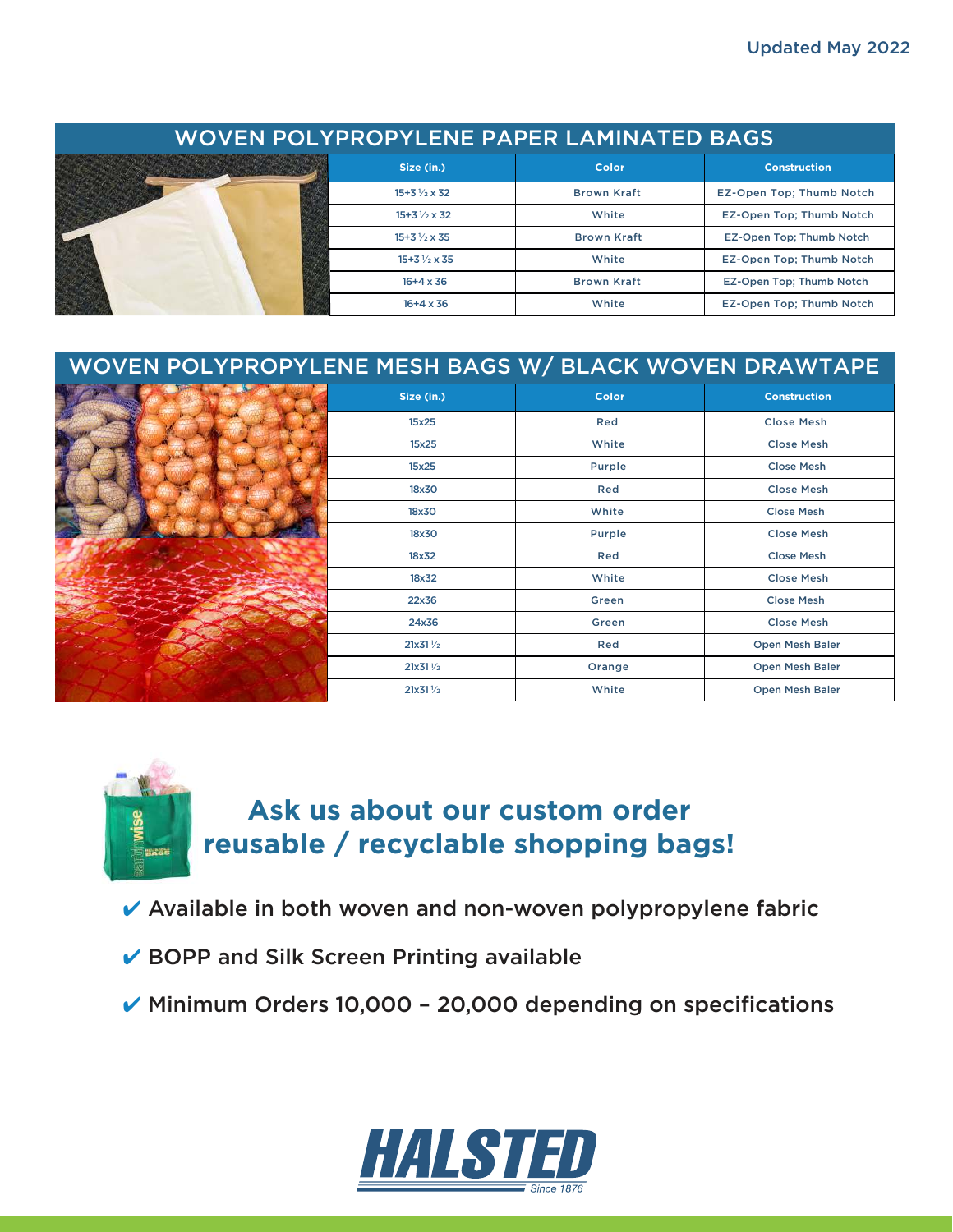Updated May 2022

## WOVEN POLYPROPYLENE PAPER LAMINATED BAGS

| Size (in.) | Color | Construction |
|---|---|---|
| 15+3 ½ x 32 | Brown Kraft | EZ-Open Top; Thumb Notch |
| 15+3 ½ x 32 | White | EZ-Open Top; Thumb Notch |
| 15+3 ½ x 35 | Brown Kraft | EZ-Open Top; Thumb Notch |
| 15+3 ½ x 35 | White | EZ-Open Top; Thumb Notch |
| 16+4 x 36 | Brown Kraft | EZ-Open Top; Thumb Notch |
| 16+4 x 36 | White | EZ-Open Top; Thumb Notch |

## WOVEN POLYPROPYLENE MESH BAGS W/ BLACK WOVEN DRAWTAPE

| Size (in.) | Color | Construction |
|---|---|---|
| 15x25 | Red | Close Mesh |
| 15x25 | White | Close Mesh |
| 15x25 | Purple | Close Mesh |
| 18x30 | Red | Close Mesh |
| 18x30 | White | Close Mesh |
| 18x30 | Purple | Close Mesh |
| 18x32 | Red | Close Mesh |
| 18x32 | White | Close Mesh |
| 22x36 | Green | Close Mesh |
| 24x36 | Green | Close Mesh |
| 21x31 ½ | Red | Open Mesh Baler |
| 21x31 ½ | Orange | Open Mesh Baler |
| 21x31 ½ | White | Open Mesh Baler |

## Ask us about our custom order reusable / recyclable shopping bags!

- ✔ Available in both woven and non-woven polypropylene fabric
- ✔ BOPP and Silk Screen Printing available
- ✔ Minimum Orders 10,000 – 20,000 depending on specifications

HALSTED
Since 1876